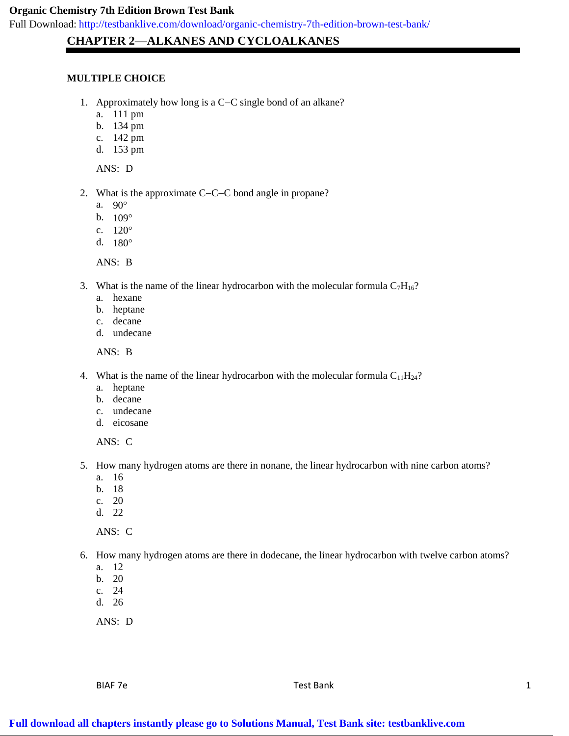# CHAPTER 2—ALKANES AND CYCLOALKANES

## MULTIPLE CHOICE

1. Approximately how long is a C−C single bond of an alkane?
   a. 111 pm
   b. 134 pm
   c. 142 pm
   d. 153 pm

   ANS: D

2. What is the approximate C−C−C bond angle in propane?
   a. 90°
   b. 109°
   c. 120°
   d. 180°

   ANS: B

3. What is the name of the linear hydrocarbon with the molecular formula $C_7H_{16}$?
   a. hexane
   b. heptane
   c. decane
   d. undecane

   ANS: B

4. What is the name of the linear hydrocarbon with the molecular formula $C_{11}H_{24}$?
   a. heptane
   b. decane
   c. undecane
   d. eicosane

   ANS: C

5. How many hydrogen atoms are there in nonane, the linear hydrocarbon with nine carbon atoms?
   a. 16
   b. 18
   c. 20
   d. 22

   ANS: C

6. How many hydrogen atoms are there in dodecane, the linear hydrocarbon with twelve carbon atoms?
   a. 12
   b. 20
   c. 24
   d. 26

   ANS: D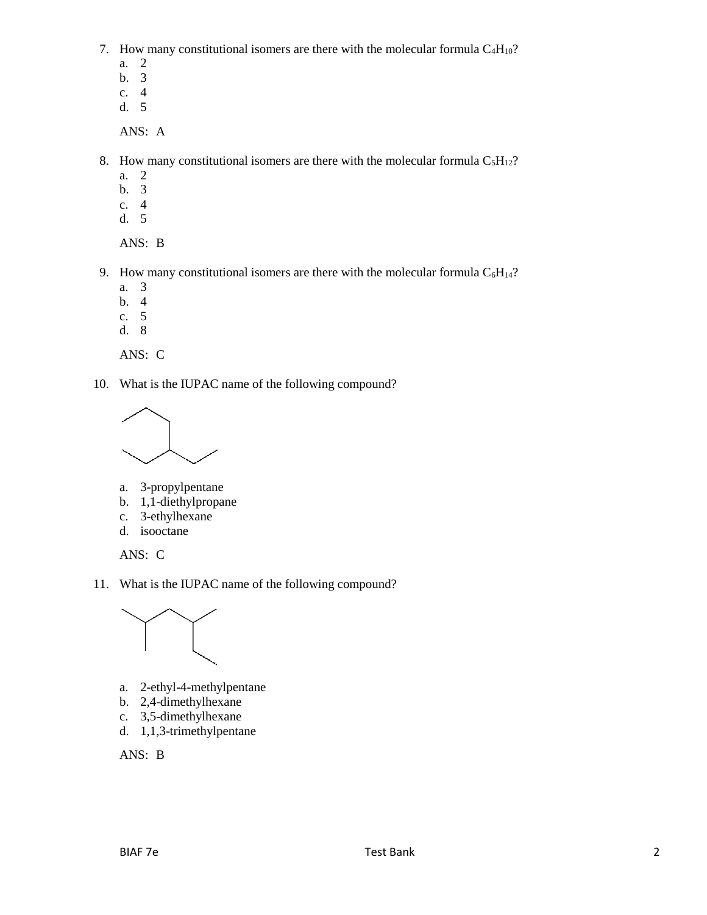7. How many constitutional isomers are there with the molecular formula $C_4H_{10}$?
   a. 2
   b. 3
   c. 4
   d. 5

   ANS: A

8. How many constitutional isomers are there with the molecular formula $C_5H_{12}$?
   a. 2
   b. 3
   c. 4
   d. 5

   ANS: B

9. How many constitutional isomers are there with the molecular formula $C_6H_{14}$?
   a. 3
   b. 4
   c. 5
   d. 8

   ANS: C

10. What is the IUPAC name of the following compound?

    a. 3-propylpentane
    b. 1,1-diethylpropane
    c. 3-ethylhexane
    d. isooctane

    ANS: C

11. What is the IUPAC name of the following compound?

    a. 2-ethyl-4-methylpentane
    b. 2,4-dimethylhexane
    c. 3,5-dimethylhexane
    d. 1,1,3-trimethylpentane

    ANS: B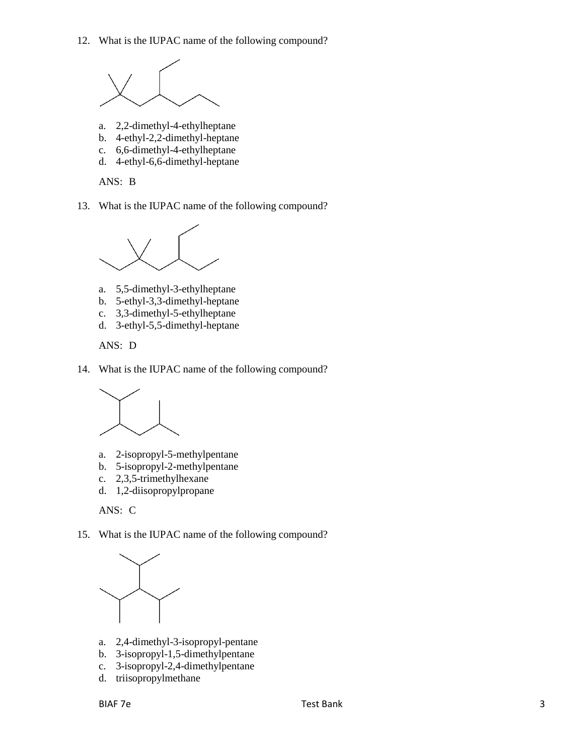12. What is the IUPAC name of the following compound?

   a. 2,2-dimethyl-4-ethylheptane
   b. 4-ethyl-2,2-dimethyl-heptane
   c. 6,6-dimethyl-4-ethylheptane
   d. 4-ethyl-6,6-dimethyl-heptane

   ANS: B

13. What is the IUPAC name of the following compound?

   a. 5,5-dimethyl-3-ethylheptane
   b. 5-ethyl-3,3-dimethyl-heptane
   c. 3,3-dimethyl-5-ethylheptane
   d. 3-ethyl-5,5-dimethyl-heptane

   ANS: D

14. What is the IUPAC name of the following compound?

   a. 2-isopropyl-5-methylpentane
   b. 5-isopropyl-2-methylpentane
   c. 2,3,5-trimethylhexane
   d. 1,2-diisopropylpropane

   ANS: C

15. What is the IUPAC name of the following compound?

   a. 2,4-dimethyl-3-isopropyl-pentane
   b. 3-isopropyl-1,5-dimethylpentane
   c. 3-isopropyl-2,4-dimethylpentane
   d. triisopropylmethane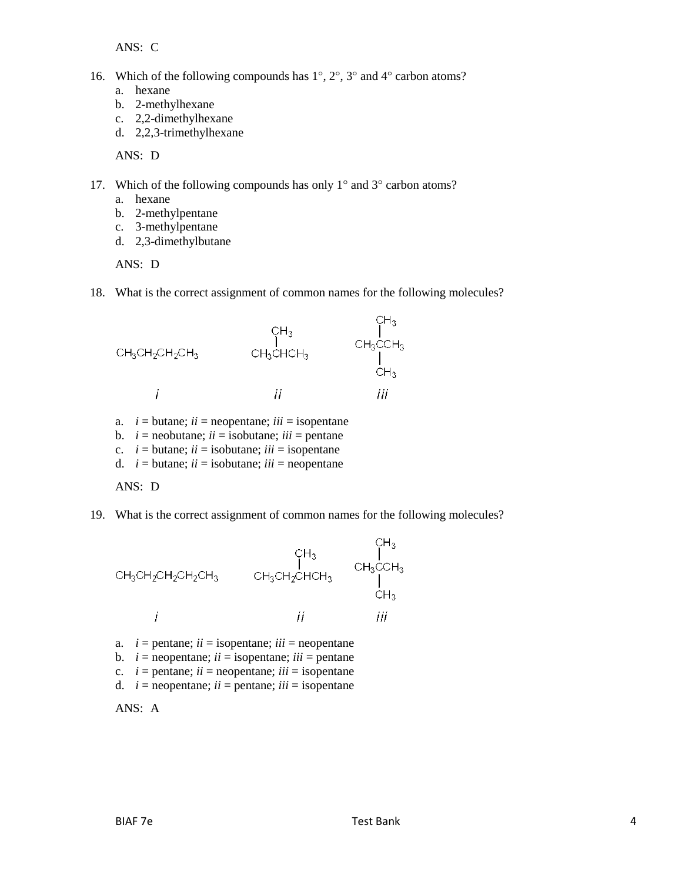ANS: C

16. Which of the following compounds has 1°, 2°, 3° and 4° carbon atoms?
    a. hexane
    b. 2-methylhexane
    c. 2,2-dimethylhexane
    d. 2,2,3-trimethylhexane

    ANS: D

17. Which of the following compounds has only 1° and 3° carbon atoms?
    a. hexane
    b. 2-methylpentane
    c. 3-methylpentane
    d. 2,3-dimethylbutane

    ANS: D

18. What is the correct assignment of common names for the following molecules?

    *i*: $CH_3CH_2CH_2CH_3$

    *ii*: $CH_3CH(CH_3)CH_3$

    *iii*: $CH_3C(CH_3)_2CH_3$

    a. *i* = butane; *ii* = neopentane; *iii* = isopentane
    b. *i* = neobutane; *ii* = isobutane; *iii* = pentane
    c. *i* = butane; *ii* = isobutane; *iii* = isopentane
    d. *i* = butane; *ii* = isobutane; *iii* = neopentane

    ANS: D

19. What is the correct assignment of common names for the following molecules?

    *i*: $CH_3CH_2CH_2CH_2CH_3$

    *ii*: $CH_3CH_2CH(CH_3)CH_3$

    *iii*: $CH_3C(CH_3)_2CH_3$

    a. *i* = pentane; *ii* = isopentane; *iii* = neopentane
    b. *i* = neopentane; *ii* = isopentane; *iii* = pentane
    c. *i* = pentane; *ii* = neopentane; *iii* = isopentane
    d. *i* = neopentane; *ii* = pentane; *iii* = isopentane

    ANS: A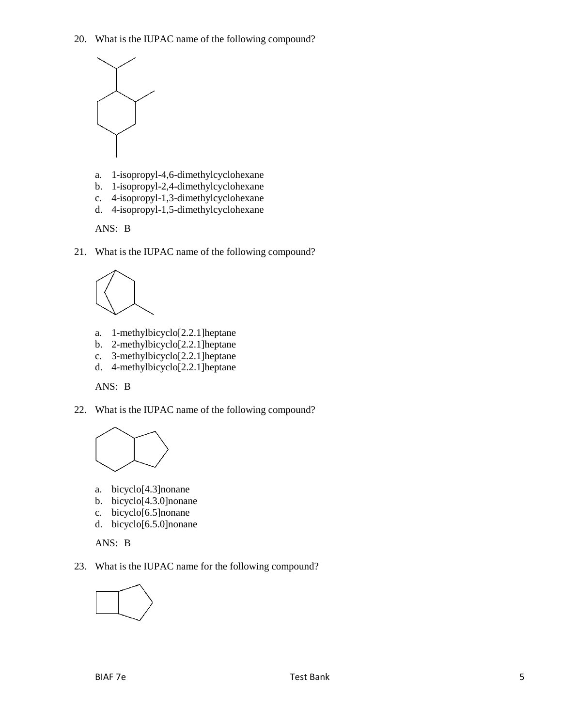20. What is the IUPAC name of the following compound?

 a. 1-isopropyl-4,6-dimethylcyclohexane
 b. 1-isopropyl-2,4-dimethylcyclohexane
 c. 4-isopropyl-1,3-dimethylcyclohexane
 d. 4-isopropyl-1,5-dimethylcyclohexane

 ANS: B

21. What is the IUPAC name of the following compound?

 a. 1-methylbicyclo[2.2.1]heptane
 b. 2-methylbicyclo[2.2.1]heptane
 c. 3-methylbicyclo[2.2.1]heptane
 d. 4-methylbicyclo[2.2.1]heptane

 ANS: B

22. What is the IUPAC name of the following compound?

 a. bicyclo[4.3]nonane
 b. bicyclo[4.3.0]nonane
 c. bicyclo[6.5]nonane
 d. bicyclo[6.5.0]nonane

 ANS: B

23. What is the IUPAC name for the following compound?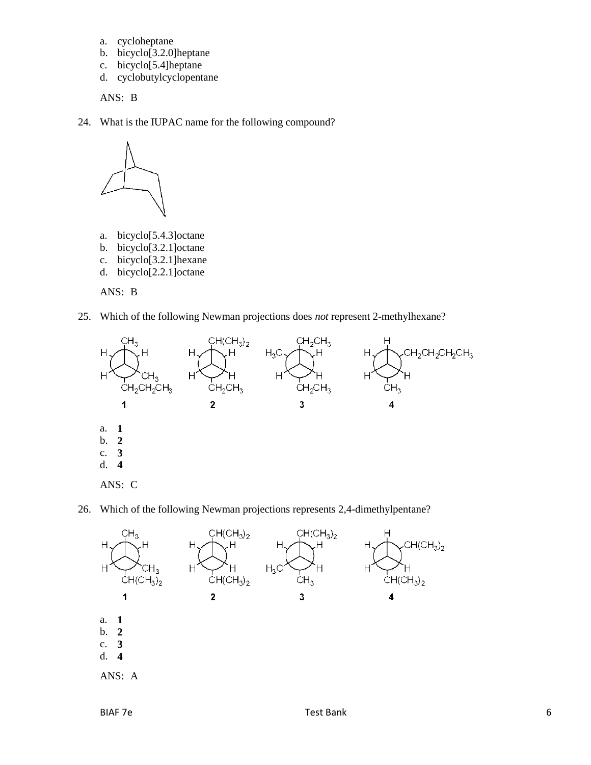a. cycloheptane
b. bicyclo[3.2.0]heptane
c. bicyclo[5.4]heptane
d. cyclobutylcyclopentane

ANS: B

24. What is the IUPAC name for the following compound?

a. bicyclo[5.4.3]octane
b. bicyclo[3.2.1]octane
c. bicyclo[3.2.1]hexane
d. bicyclo[2.2.1]octane

ANS: B

25. Which of the following Newman projections does *not* represent 2-methylhexane?

a. **1**
b. **2**
c. **3**
d. **4**

ANS: C

26. Which of the following Newman projections represents 2,4-dimethylpentane?

a. **1**
b. **2**
c. **3**
d. **4**

ANS: A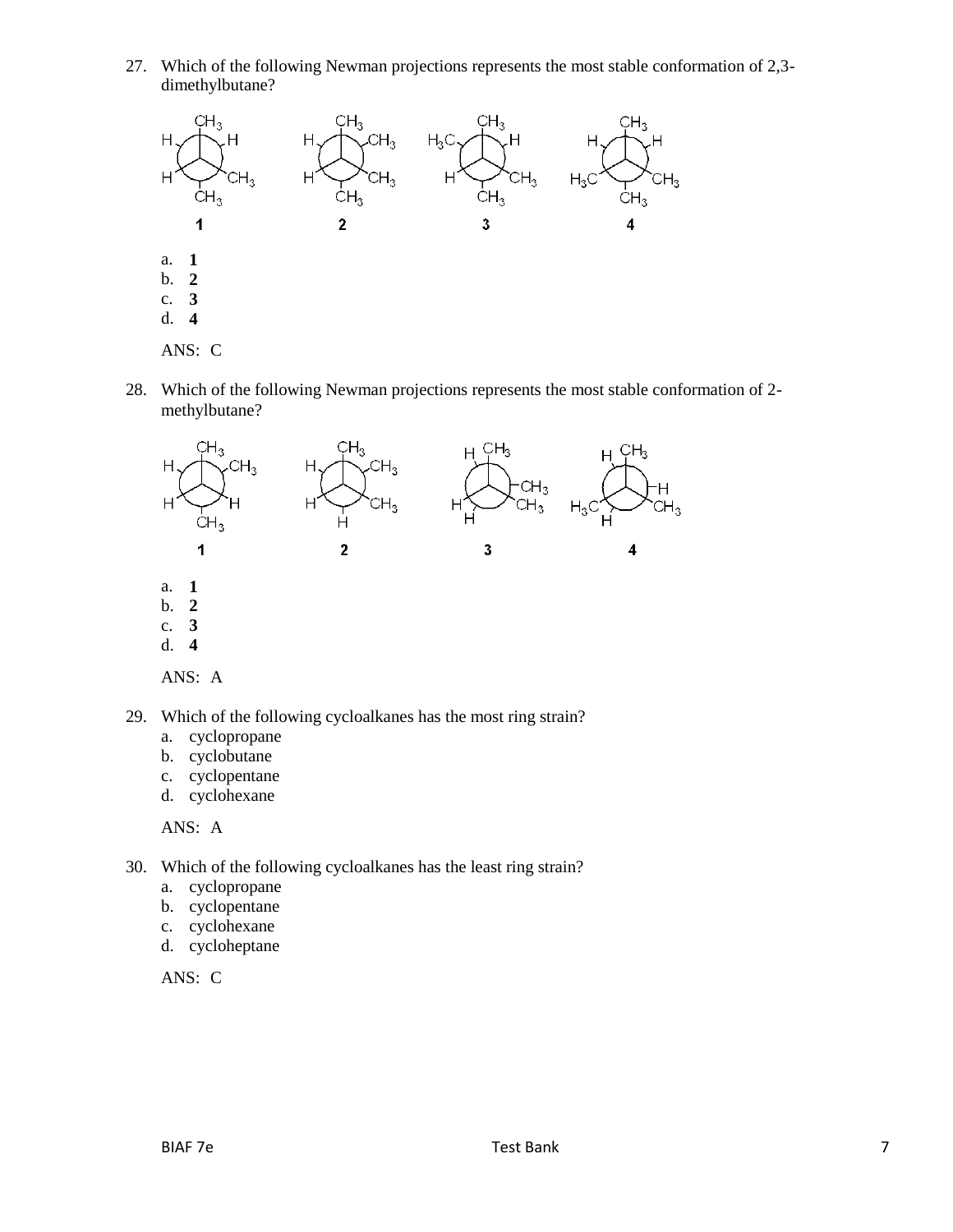27. Which of the following Newman projections represents the most stable conformation of 2,3-dimethylbutane?

    **1** **2** **3** **4**

    a. **1**
    b. **2**
    c. **3**
    d. **4**

    ANS: C

28. Which of the following Newman projections represents the most stable conformation of 2-methylbutane?

    **1** **2** **3** **4**

    a. **1**
    b. **2**
    c. **3**
    d. **4**

    ANS: A

29. Which of the following cycloalkanes has the most ring strain?
    a. cyclopropane
    b. cyclobutane
    c. cyclopentane
    d. cyclohexane

    ANS: A

30. Which of the following cycloalkanes has the least ring strain?
    a. cyclopropane
    b. cyclopentane
    c. cyclohexane
    d. cycloheptane

    ANS: C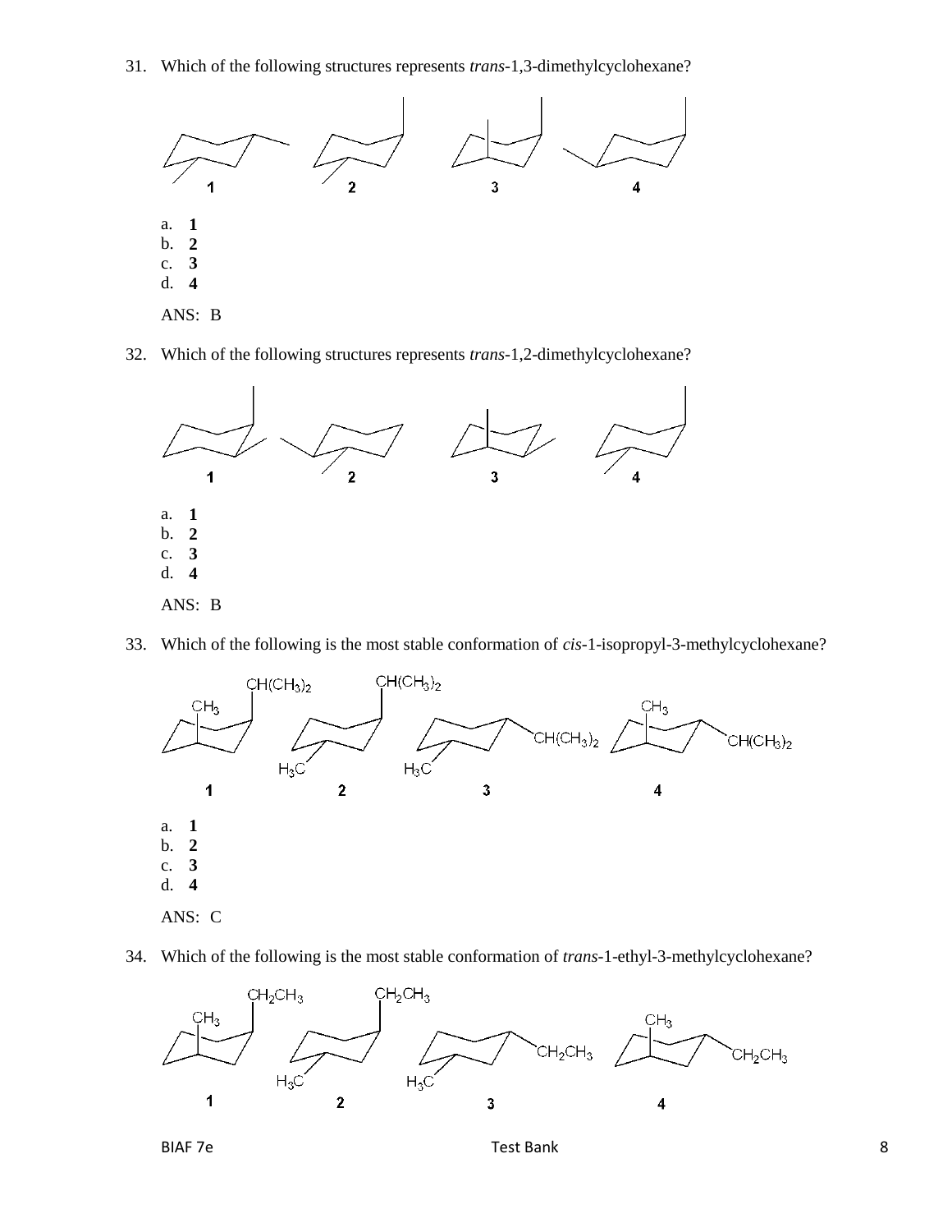31. Which of the following structures represents *trans*-1,3-dimethylcyclohexane?

a. **1**
b. **2**
c. **3**
d. **4**

ANS: B

32. Which of the following structures represents *trans*-1,2-dimethylcyclohexane?

a. **1**
b. **2**
c. **3**
d. **4**

ANS: B

33. Which of the following is the most stable conformation of *cis*-1-isopropyl-3-methylcyclohexane?

a. **1**
b. **2**
c. **3**
d. **4**

ANS: C

34. Which of the following is the most stable conformation of *trans*-1-ethyl-3-methylcyclohexane?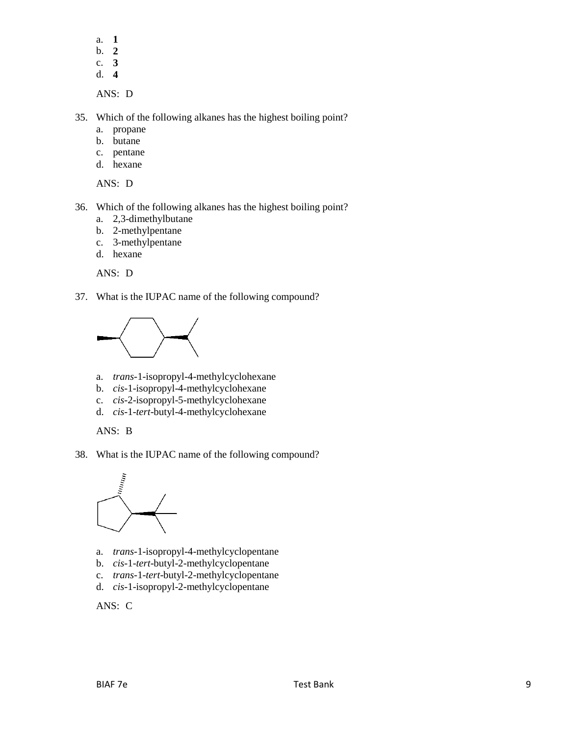a. **1**
b. **2**
c. **3**
d. **4**

ANS: D

35. Which of the following alkanes has the highest boiling point?
    a. propane
    b. butane
    c. pentane
    d. hexane

    ANS: D

36. Which of the following alkanes has the highest boiling point?
    a. 2,3-dimethylbutane
    b. 2-methylpentane
    c. 3-methylpentane
    d. hexane

    ANS: D

37. What is the IUPAC name of the following compound?

    a. *trans*-1-isopropyl-4-methylcyclohexane
    b. *cis*-1-isopropyl-4-methylcyclohexane
    c. *cis*-2-isopropyl-5-methylcyclohexane
    d. *cis*-1-*tert*-butyl-4-methylcyclohexane

    ANS: B

38. What is the IUPAC name of the following compound?

    a. *trans*-1-isopropyl-4-methylcyclopentane
    b. *cis*-1-*tert*-butyl-2-methylcyclopentane
    c. *trans*-1-*tert*-butyl-2-methylcyclopentane
    d. *cis*-1-isopropyl-2-methylcyclopentane

    ANS: C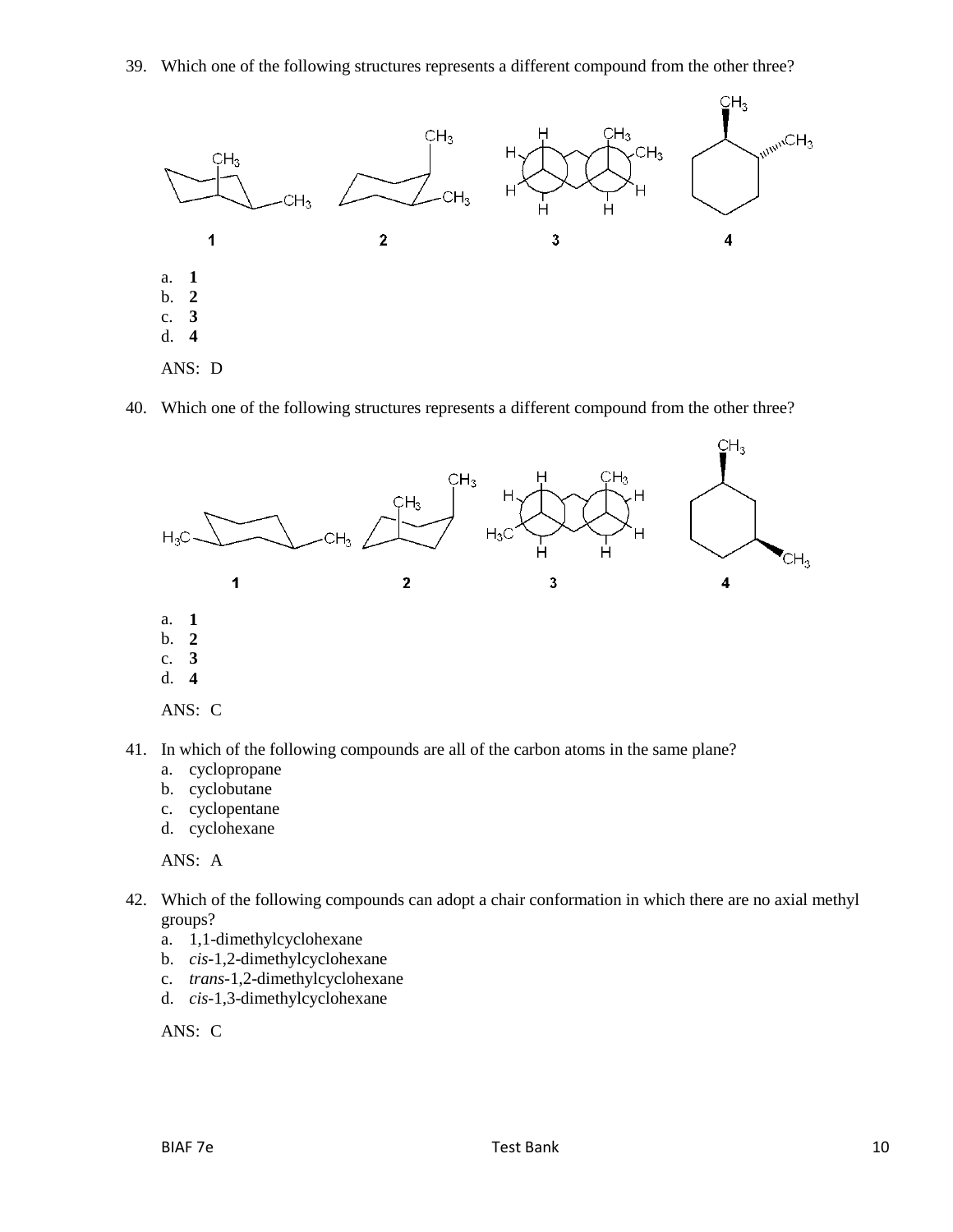39. Which one of the following structures represents a different compound from the other three?

1 2 3 4

a. **1**
b. **2**
c. **3**
d. **4**

ANS: D

40. Which one of the following structures represents a different compound from the other three?

1 2 3 4

a. **1**
b. **2**
c. **3**
d. **4**

ANS: C

41. In which of the following compounds are all of the carbon atoms in the same plane?
   a. cyclopropane
   b. cyclobutane
   c. cyclopentane
   d. cyclohexane

   ANS: A

42. Which of the following compounds can adopt a chair conformation in which there are no axial methyl groups?
   a. 1,1-dimethylcyclohexane
   b. *cis*-1,2-dimethylcyclohexane
   c. *trans*-1,2-dimethylcyclohexane
   d. *cis*-1,3-dimethylcyclohexane

   ANS: C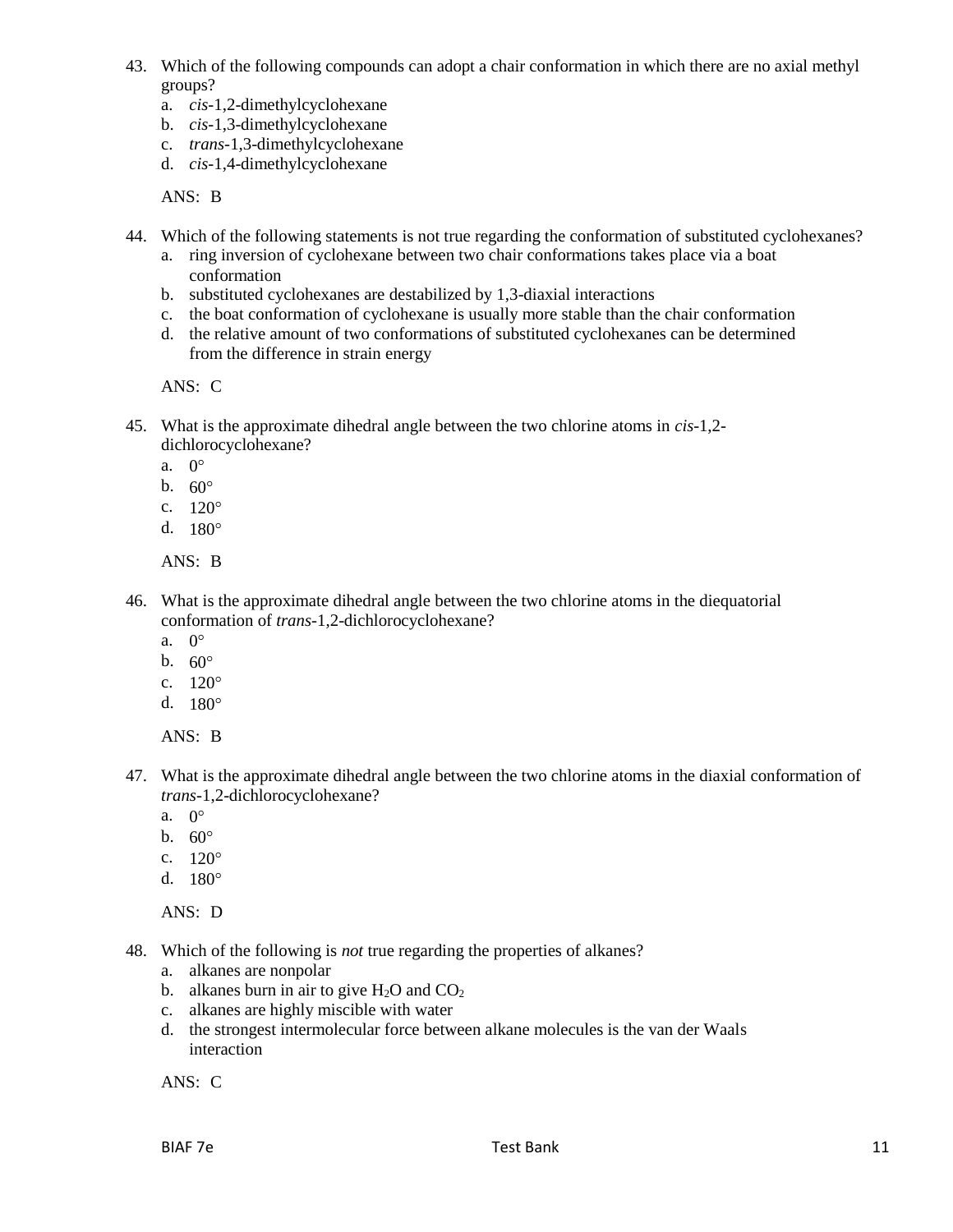43. Which of the following compounds can adopt a chair conformation in which there are no axial methyl groups?
    a. *cis*-1,2-dimethylcyclohexane
    b. *cis*-1,3-dimethylcyclohexane
    c. *trans*-1,3-dimethylcyclohexane
    d. *cis*-1,4-dimethylcyclohexane

    ANS: B

44. Which of the following statements is not true regarding the conformation of substituted cyclohexanes?
    a. ring inversion of cyclohexane between two chair conformations takes place via a boat conformation
    b. substituted cyclohexanes are destabilized by 1,3-diaxial interactions
    c. the boat conformation of cyclohexane is usually more stable than the chair conformation
    d. the relative amount of two conformations of substituted cyclohexanes can be determined from the difference in strain energy

    ANS: C

45. What is the approximate dihedral angle between the two chlorine atoms in *cis*-1,2-dichlorocyclohexane?
    a. 0°
    b. 60°
    c. 120°
    d. 180°

    ANS: B

46. What is the approximate dihedral angle between the two chlorine atoms in the diequatorial conformation of *trans*-1,2-dichlorocyclohexane?
    a. 0°
    b. 60°
    c. 120°
    d. 180°

    ANS: B

47. What is the approximate dihedral angle between the two chlorine atoms in the diaxial conformation of *trans*-1,2-dichlorocyclohexane?
    a. 0°
    b. 60°
    c. 120°
    d. 180°

    ANS: D

48. Which of the following is *not* true regarding the properties of alkanes?
    a. alkanes are nonpolar
    b. alkanes burn in air to give $H_2O$ and $CO_2$
    c. alkanes are highly miscible with water
    d. the strongest intermolecular force between alkane molecules is the van der Waals interaction

    ANS: C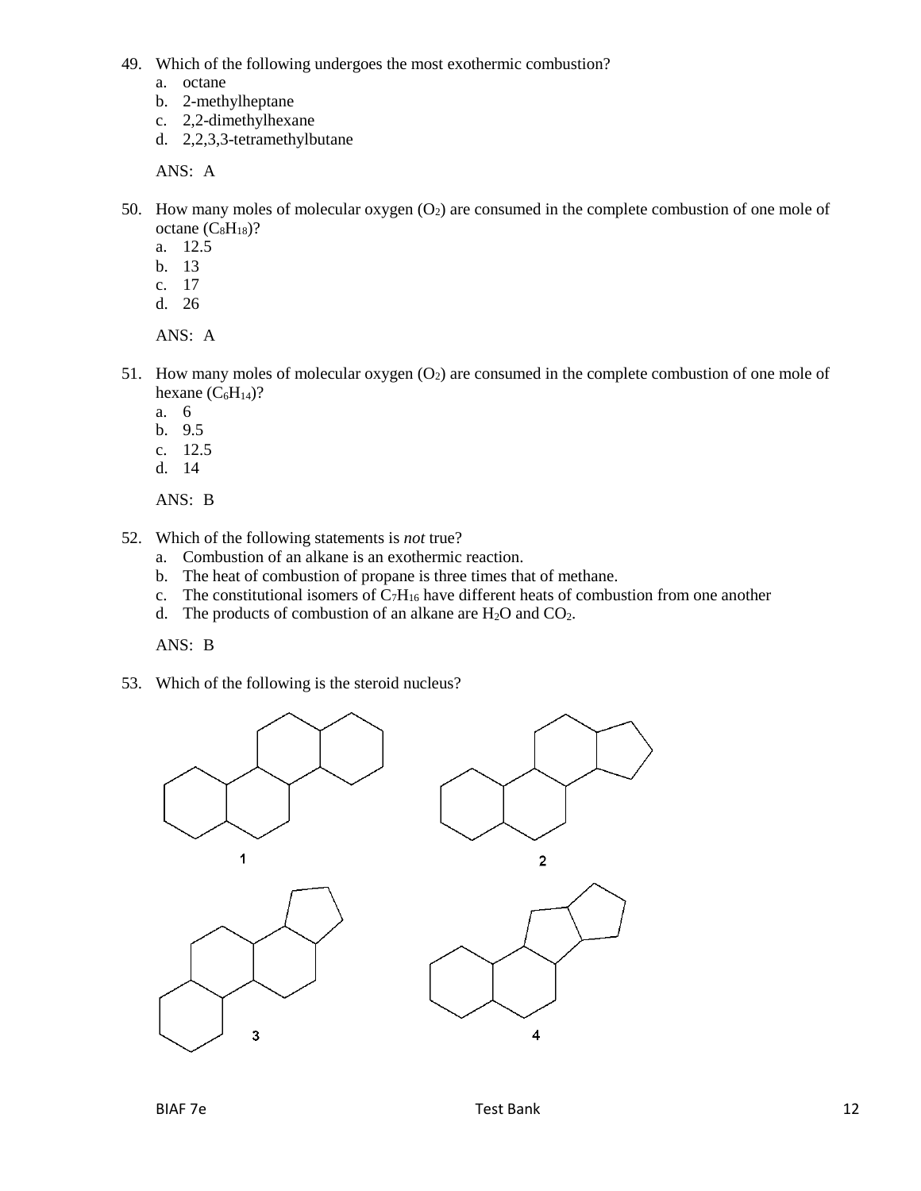49. Which of the following undergoes the most exothermic combustion?
    a. octane
    b. 2-methylheptane
    c. 2,2-dimethylhexane
    d. 2,2,3,3-tetramethylbutane

    ANS: A

50. How many moles of molecular oxygen ($O_2$) are consumed in the complete combustion of one mole of octane ($C_8H_{18}$)?
    a. 12.5
    b. 13
    c. 17
    d. 26

    ANS: A

51. How many moles of molecular oxygen ($O_2$) are consumed in the complete combustion of one mole of hexane ($C_6H_{14}$)?
    a. 6
    b. 9.5
    c. 12.5
    d. 14

    ANS: B

52. Which of the following statements is *not* true?
    a. Combustion of an alkane is an exothermic reaction.
    b. The heat of combustion of propane is three times that of methane.
    c. The constitutional isomers of $C_7H_{16}$ have different heats of combustion from one another
    d. The products of combustion of an alkane are $H_2O$ and $CO_2$.

    ANS: B

53. Which of the following is the steroid nucleus?

1

2

3

4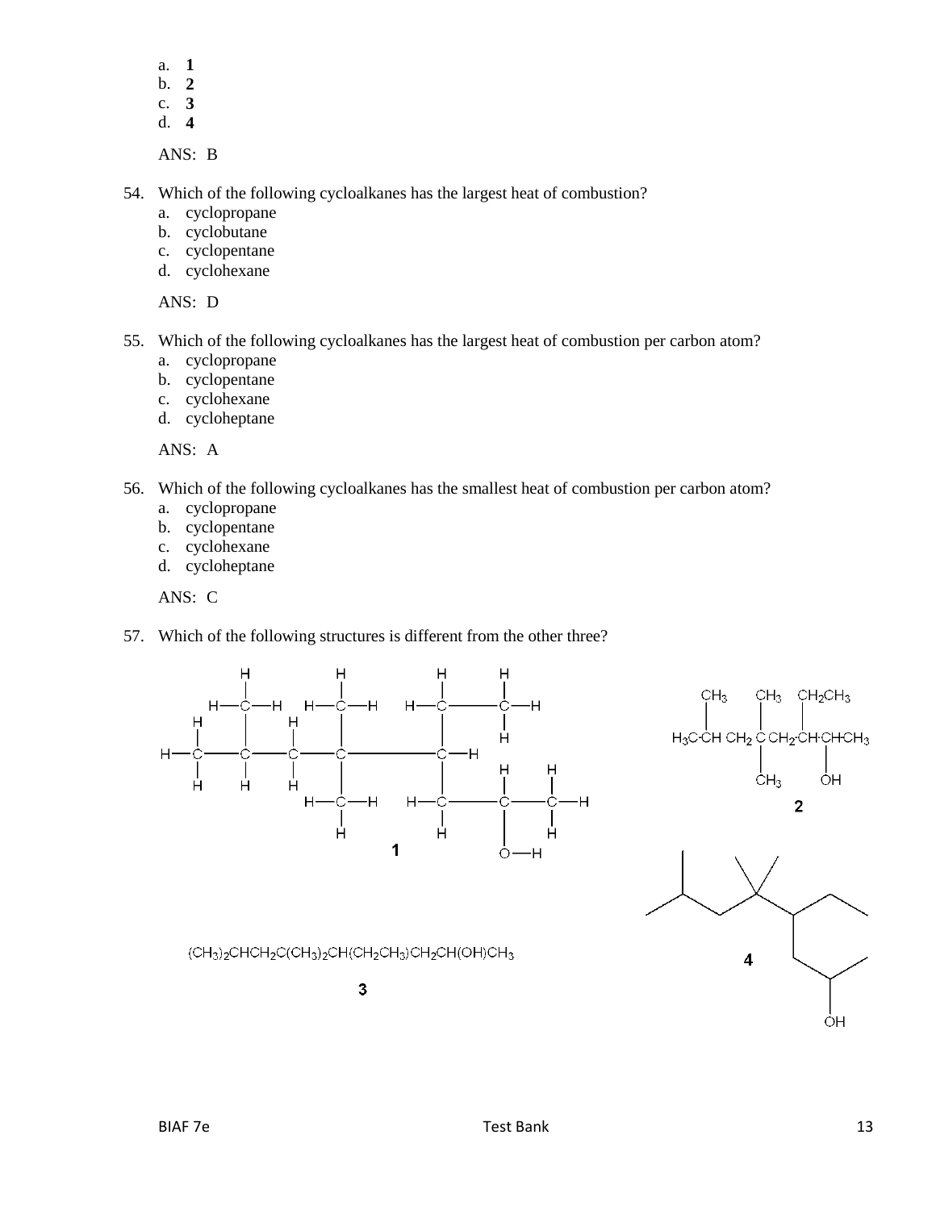a. **1**
b. **2**
c. **3**
d. **4**

ANS: B

54. Which of the following cycloalkanes has the largest heat of combustion?
    a. cyclopropane
    b. cyclobutane
    c. cyclopentane
    d. cyclohexane

    ANS: D

55. Which of the following cycloalkanes has the largest heat of combustion per carbon atom?
    a. cyclopropane
    b. cyclopentane
    c. cyclohexane
    d. cycloheptane

    ANS: A

56. Which of the following cycloalkanes has the smallest heat of combustion per carbon atom?
    a. cyclopropane
    b. cyclopentane
    c. cyclohexane
    d. cycloheptane

    ANS: C

57. Which of the following structures is different from the other three?

**1**

**2**

**3**

$(CH_3)_2CHCH_2C(CH_3)_2CH(CH_2CH_3)CH_2CH(OH)CH_3$

**4**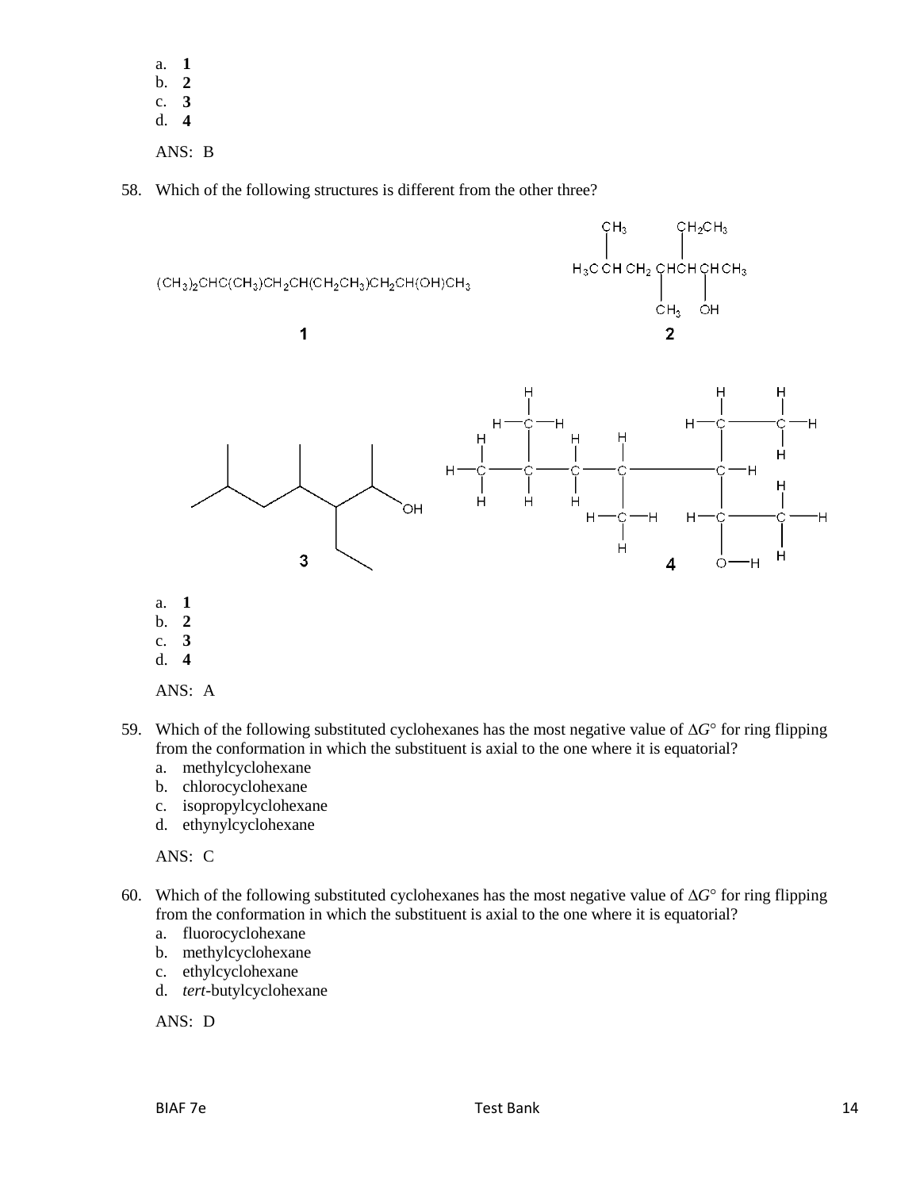a. **1**
b. **2**
c. **3**
d. **4**

ANS: B

58. Which of the following structures is different from the other three?

$(CH_3)_2CHC(CH_3)CH_2CH(CH_2CH_3)CH_2CH(OH)CH_3$

**1**

**2**

**3**

**4**

a. **1**
b. **2**
c. **3**
d. **4**

ANS: A

59. Which of the following substituted cyclohexanes has the most negative value of $\Delta G°$ for ring flipping from the conformation in which the substituent is axial to the one where it is equatorial?
   a. methylcyclohexane
   b. chlorocyclohexane
   c. isopropylcyclohexane
   d. ethynylcyclohexane

   ANS: C

60. Which of the following substituted cyclohexanes has the most negative value of $\Delta G°$ for ring flipping from the conformation in which the substituent is axial to the one where it is equatorial?
   a. fluorocyclohexane
   b. methylcyclohexane
   c. ethylcyclohexane
   d. *tert*-butylcyclohexane

   ANS: D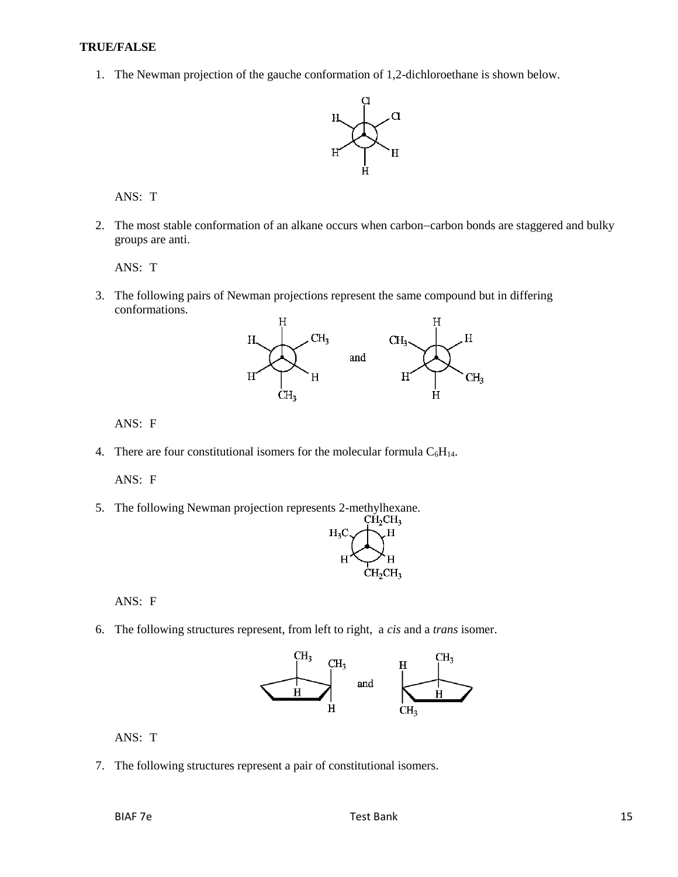**TRUE/FALSE**

1. The Newman projection of the gauche conformation of 1,2-dichloroethane is shown below.

   ANS: T

2. The most stable conformation of an alkane occurs when carbon−carbon bonds are staggered and bulky groups are anti.

   ANS: T

3. The following pairs of Newman projections represent the same compound but in differing conformations.

   ANS: F

4. There are four constitutional isomers for the molecular formula $C_6H_{14}$.

   ANS: F

5. The following Newman projection represents 2-methylhexane.

   ANS: F

6. The following structures represent, from left to right, a *cis* and a *trans* isomer.

   ANS: T

7. The following structures represent a pair of constitutional isomers.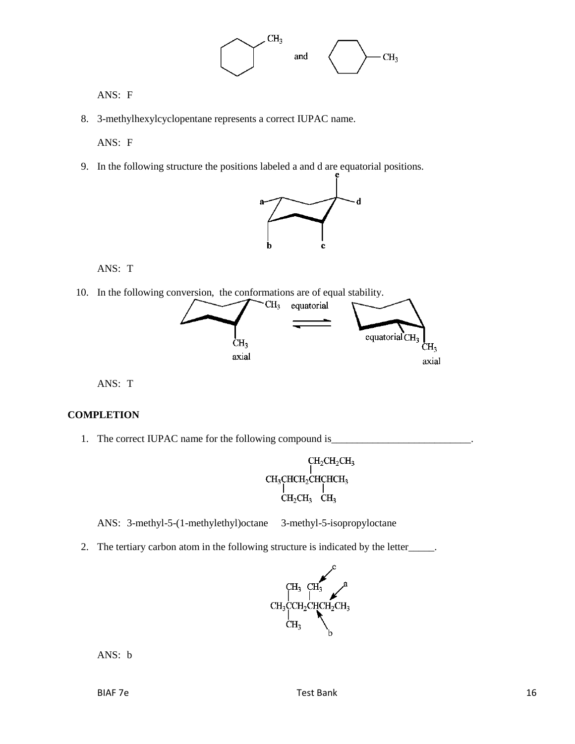ANS: F

8. 3-methylhexylcyclopentane represents a correct IUPAC name.

   ANS: F

9. In the following structure the positions labeled a and d are equatorial positions.

   ANS: T

10. In the following conversion, the conformations are of equal stability.

   ANS: T

## COMPLETION

1. The correct IUPAC name for the following compound is___________________________.

   ANS: 3-methyl-5-(1-methylethyl)octane  3-methyl-5-isopropyloctane

2. The tertiary carbon atom in the following structure is indicated by the letter_____.

   ANS: b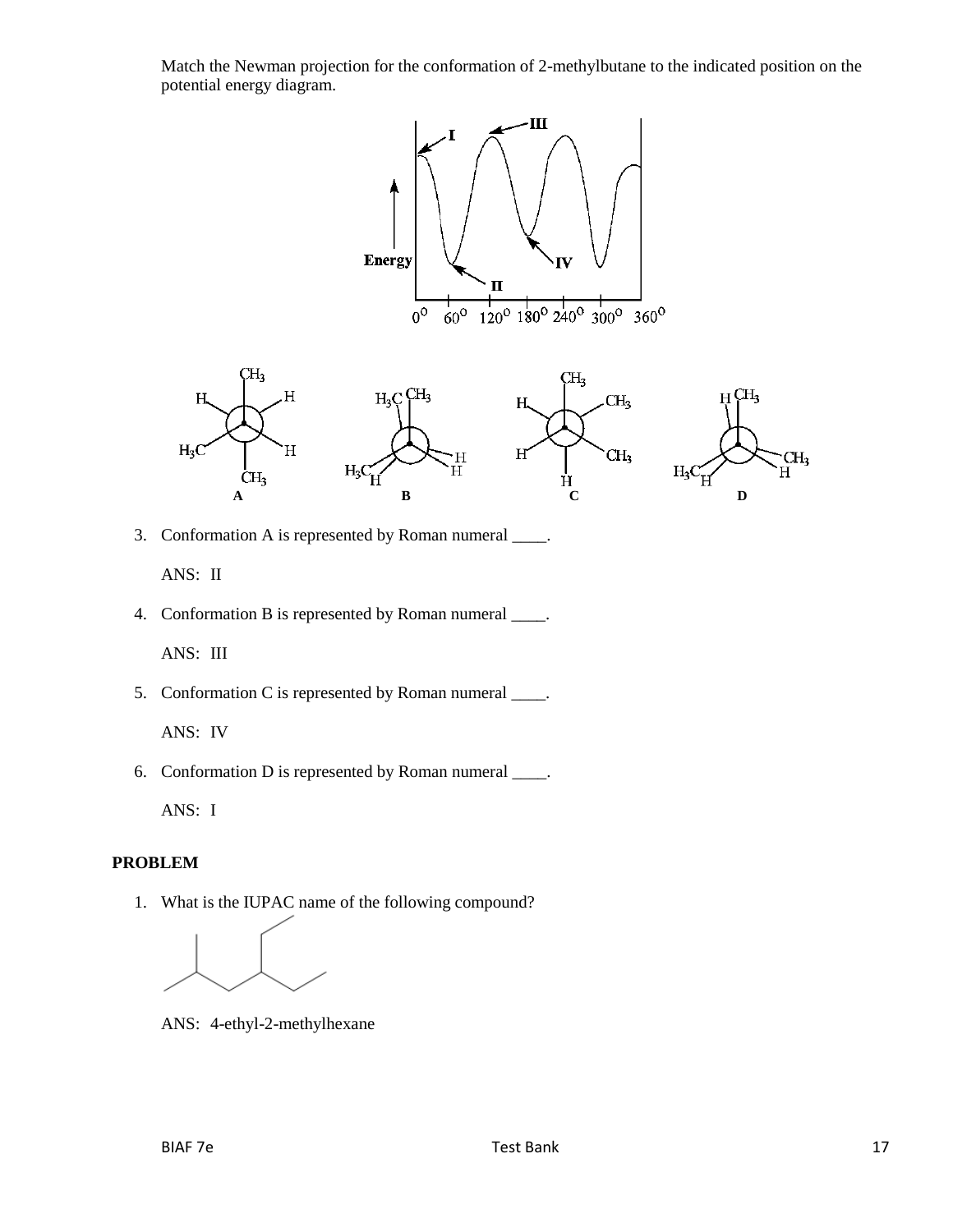Match the Newman projection for the conformation of 2-methylbutane to the indicated position on the potential energy diagram.

3. Conformation A is represented by Roman numeral ____.

   ANS: II

4. Conformation B is represented by Roman numeral ____.

   ANS: III

5. Conformation C is represented by Roman numeral ____.

   ANS: IV

6. Conformation D is represented by Roman numeral ____.

   ANS: I

**PROBLEM**

1. What is the IUPAC name of the following compound?

   ANS: 4-ethyl-2-methylhexane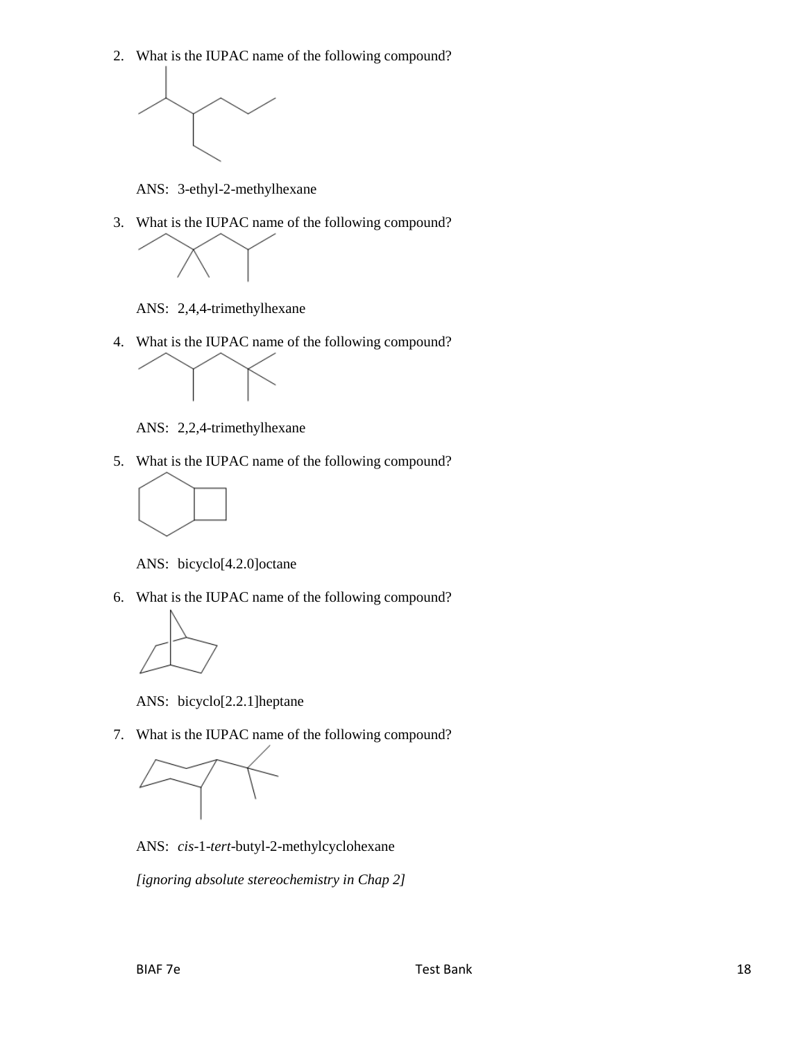2. What is the IUPAC name of the following compound?

   ANS: 3-ethyl-2-methylhexane

3. What is the IUPAC name of the following compound?

   ANS: 2,4,4-trimethylhexane

4. What is the IUPAC name of the following compound?

   ANS: 2,2,4-trimethylhexane

5. What is the IUPAC name of the following compound?

   ANS: bicyclo[4.2.0]octane

6. What is the IUPAC name of the following compound?

   ANS: bicyclo[2.2.1]heptane

7. What is the IUPAC name of the following compound?

   ANS: *cis*-1-*tert*-butyl-2-methylcyclohexane

   *[ignoring absolute stereochemistry in Chap 2]*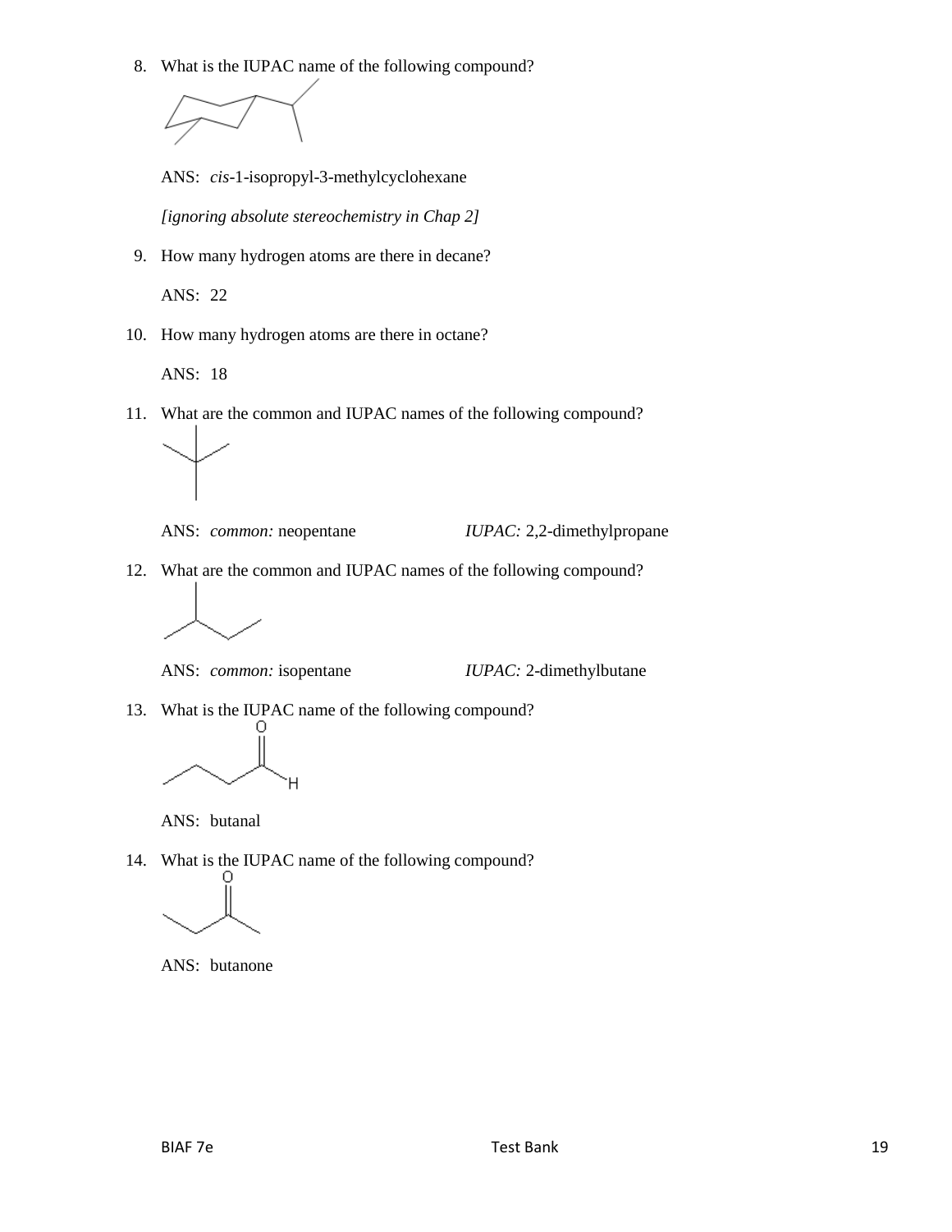8. What is the IUPAC name of the following compound?

   ANS: *cis*-1-isopropyl-3-methylcyclohexane

   *[ignoring absolute stereochemistry in Chap 2]*

9. How many hydrogen atoms are there in decane?

   ANS: 22

10. How many hydrogen atoms are there in octane?

    ANS: 18

11. What are the common and IUPAC names of the following compound?

    ANS: *common:* neopentane *IUPAC:* 2,2-dimethylpropane

12. What are the common and IUPAC names of the following compound?

    ANS: *common:* isopentane *IUPAC:* 2-dimethylbutane

13. What is the IUPAC name of the following compound?

    ANS: butanal

14. What is the IUPAC name of the following compound?

    ANS: butanone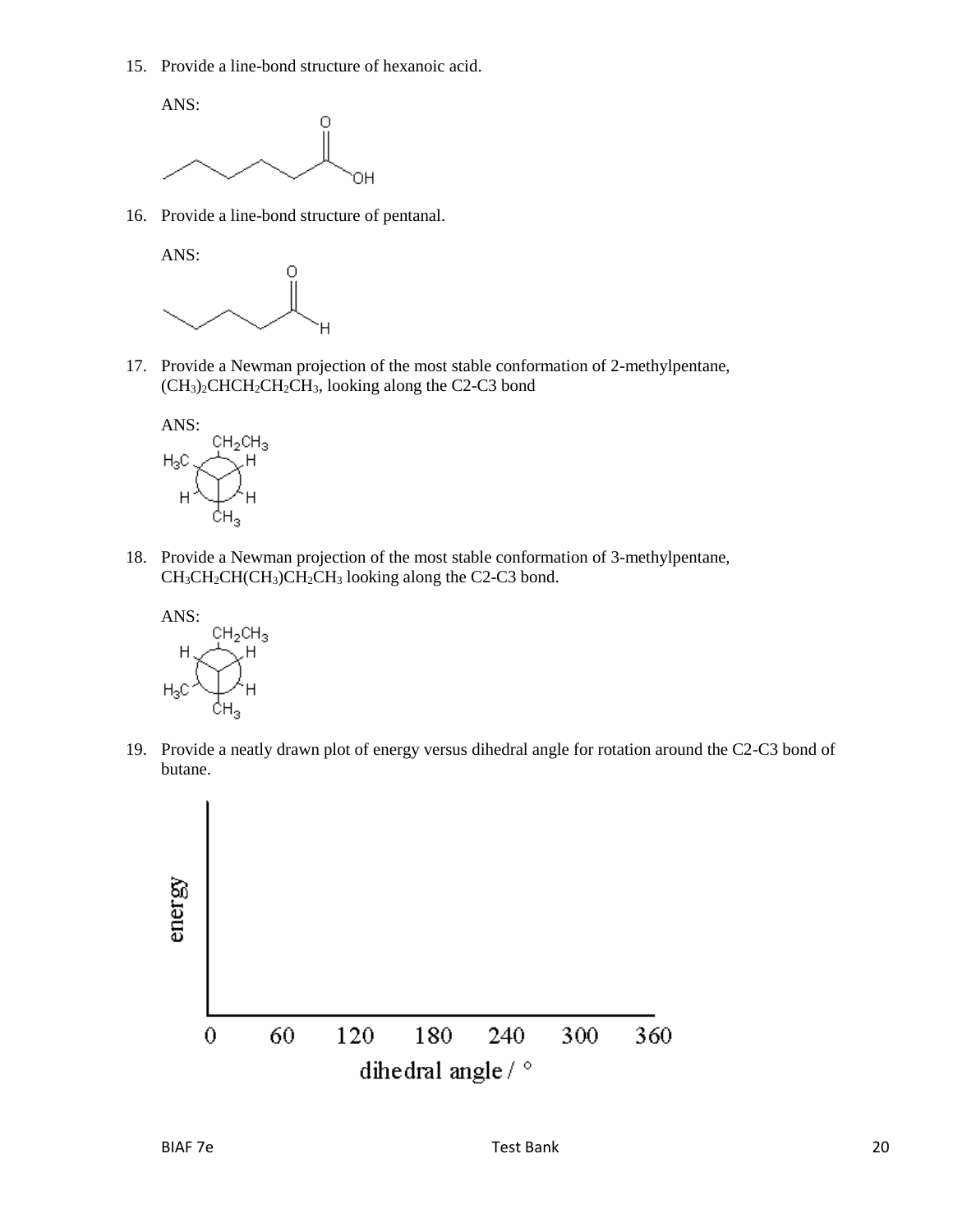15. Provide a line-bond structure of hexanoic acid.

ANS:

16. Provide a line-bond structure of pentanal.

ANS:

17. Provide a Newman projection of the most stable conformation of 2-methylpentane, $(CH_3)_2CHCH_2CH_2CH_3$, looking along the C2-C3 bond

ANS:

18. Provide a Newman projection of the most stable conformation of 3-methylpentane, $CH_3CH_2CH(CH_3)CH_2CH_3$ looking along the C2-C3 bond.

ANS:

19. Provide a neatly drawn plot of energy versus dihedral angle for rotation around the C2-C3 bond of butane.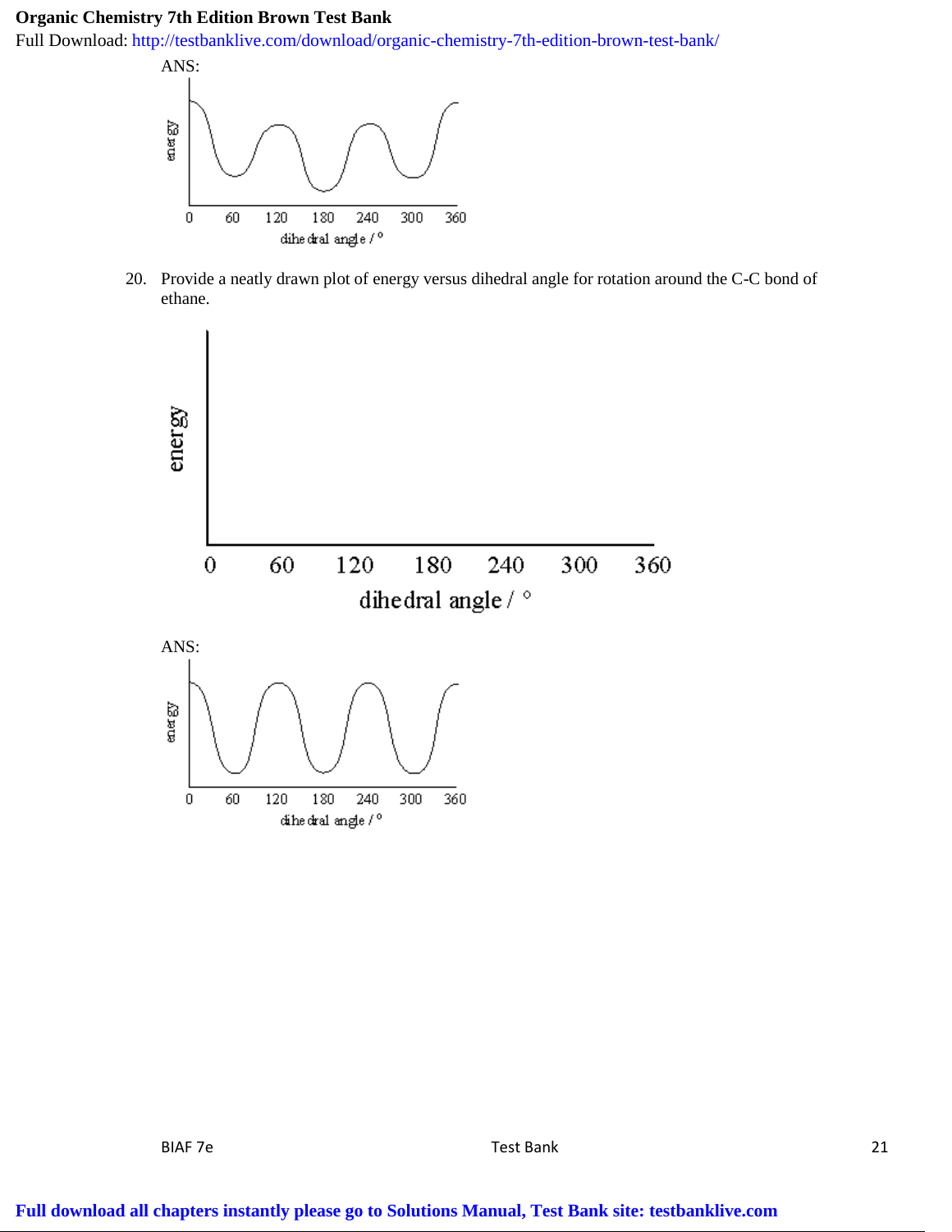ANS:

energy

0 60 120 180 240 300 360

dihedral angle / °

20. Provide a neatly drawn plot of energy versus dihedral angle for rotation around the C-C bond of ethane.

energy

0 60 120 180 240 300 360

dihedral angle / °

ANS:

energy

0 60 120 180 240 300 360

dihedral angle / °